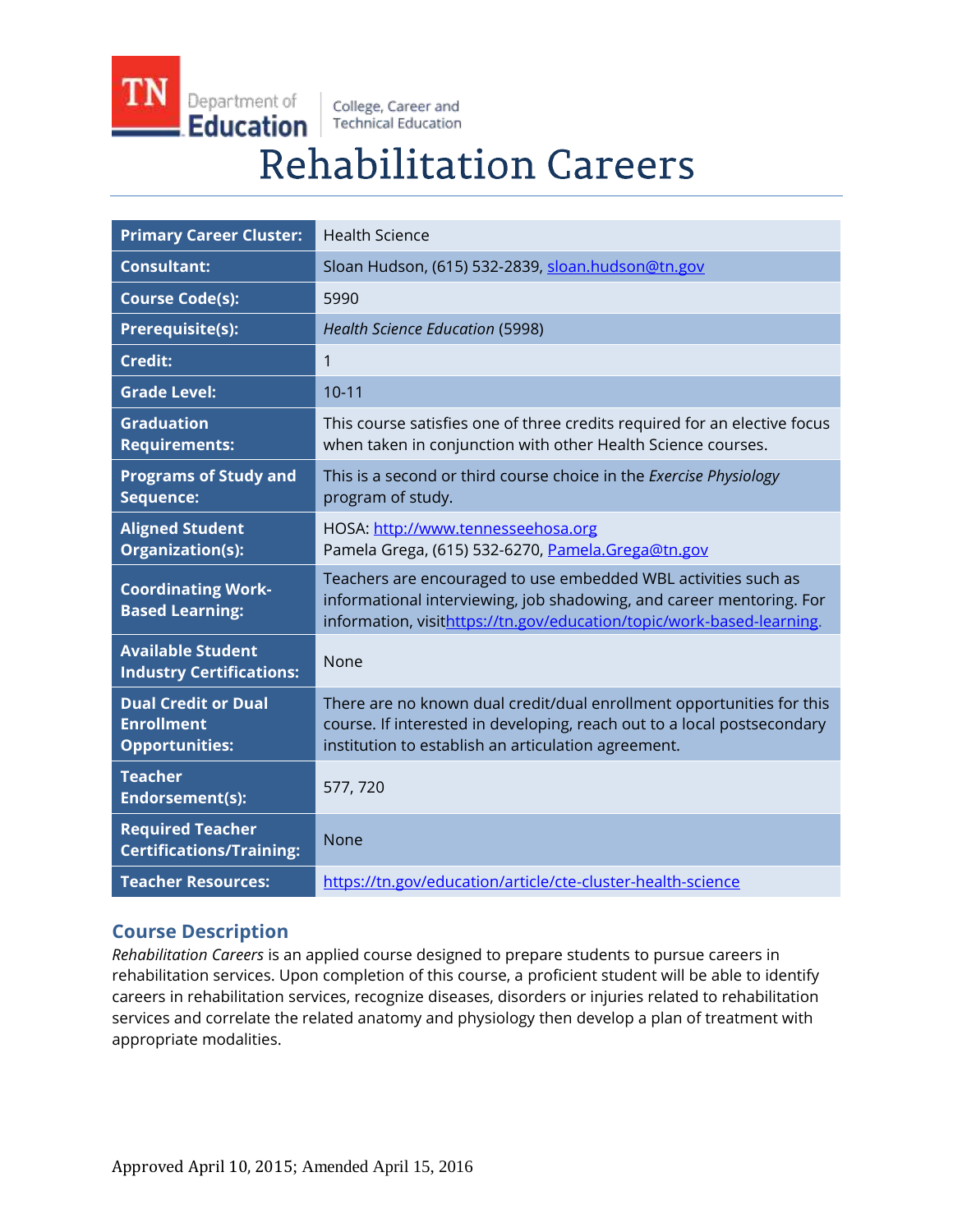TN Department of Education | College, Career and Technical Education

# Rehabilitation Careers

| | |
|---|---|
| **Primary Career Cluster:** | Health Science |
| **Consultant:** | Sloan Hudson, (615) 532-2839, sloan.hudson@tn.gov |
| **Course Code(s):** | 5990 |
| **Prerequisite(s):** | *Health Science Education* (5998) |
| **Credit:** | 1 |
| **Grade Level:** | 10-11 |
| **Graduation Requirements:** | This course satisfies one of three credits required for an elective focus when taken in conjunction with other Health Science courses. |
| **Programs of Study and Sequence:** | This is a second or third course choice in the *Exercise Physiology* program of study. |
| **Aligned Student Organization(s):** | HOSA: http://www.tennesseehosa.org<br>Pamela Grega, (615) 532-6270, Pamela.Grega@tn.gov |
| **Coordinating Work-Based Learning:** | Teachers are encouraged to use embedded WBL activities such as informational interviewing, job shadowing, and career mentoring. For information, visithttps://tn.gov/education/topic/work-based-learning. |
| **Available Student Industry Certifications:** | None |
| **Dual Credit or Dual Enrollment Opportunities:** | There are no known dual credit/dual enrollment opportunities for this course. If interested in developing, reach out to a local postsecondary institution to establish an articulation agreement. |
| **Teacher Endorsement(s):** | 577, 720 |
| **Required Teacher Certifications/Training:** | None |
| **Teacher Resources:** | https://tn.gov/education/article/cte-cluster-health-science |

## Course Description

*Rehabilitation Careers* is an applied course designed to prepare students to pursue careers in rehabilitation services. Upon completion of this course, a proficient student will be able to identify careers in rehabilitation services, recognize diseases, disorders or injuries related to rehabilitation services and correlate the related anatomy and physiology then develop a plan of treatment with appropriate modalities.

Approved April 10, 2015; Amended April 15, 2016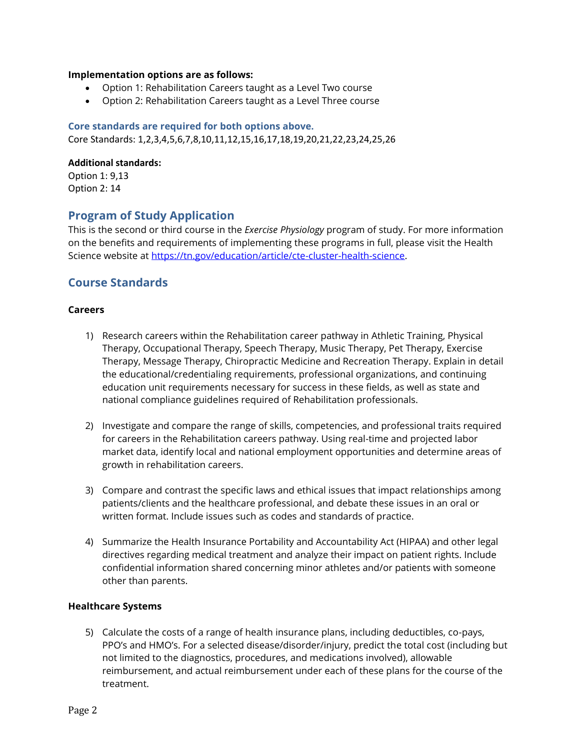**Implementation options are as follows:**

- Option 1: Rehabilitation Careers taught as a Level Two course
- Option 2: Rehabilitation Careers taught as a Level Three course

**Core standards are required for both options above.**

Core Standards: 1,2,3,4,5,6,7,8,10,11,12,15,16,17,18,19,20,21,22,23,24,25,26

**Additional standards:**

Option 1: 9,13

Option 2: 14

## Program of Study Application

This is the second or third course in the *Exercise Physiology* program of study. For more information on the benefits and requirements of implementing these programs in full, please visit the Health Science website at https://tn.gov/education/article/cte-cluster-health-science.

## Course Standards

**Careers**

1) Research careers within the Rehabilitation career pathway in Athletic Training, Physical Therapy, Occupational Therapy, Speech Therapy, Music Therapy, Pet Therapy, Exercise Therapy, Message Therapy, Chiropractic Medicine and Recreation Therapy. Explain in detail the educational/credentialing requirements, professional organizations, and continuing education unit requirements necessary for success in these fields, as well as state and national compliance guidelines required of Rehabilitation professionals.

2) Investigate and compare the range of skills, competencies, and professional traits required for careers in the Rehabilitation careers pathway. Using real-time and projected labor market data, identify local and national employment opportunities and determine areas of growth in rehabilitation careers.

3) Compare and contrast the specific laws and ethical issues that impact relationships among patients/clients and the healthcare professional, and debate these issues in an oral or written format. Include issues such as codes and standards of practice.

4) Summarize the Health Insurance Portability and Accountability Act (HIPAA) and other legal directives regarding medical treatment and analyze their impact on patient rights. Include confidential information shared concerning minor athletes and/or patients with someone other than parents.

**Healthcare Systems**

5) Calculate the costs of a range of health insurance plans, including deductibles, co-pays, PPO's and HMO's. For a selected disease/disorder/injury, predict the total cost (including but not limited to the diagnostics, procedures, and medications involved), allowable reimbursement, and actual reimbursement under each of these plans for the course of the treatment.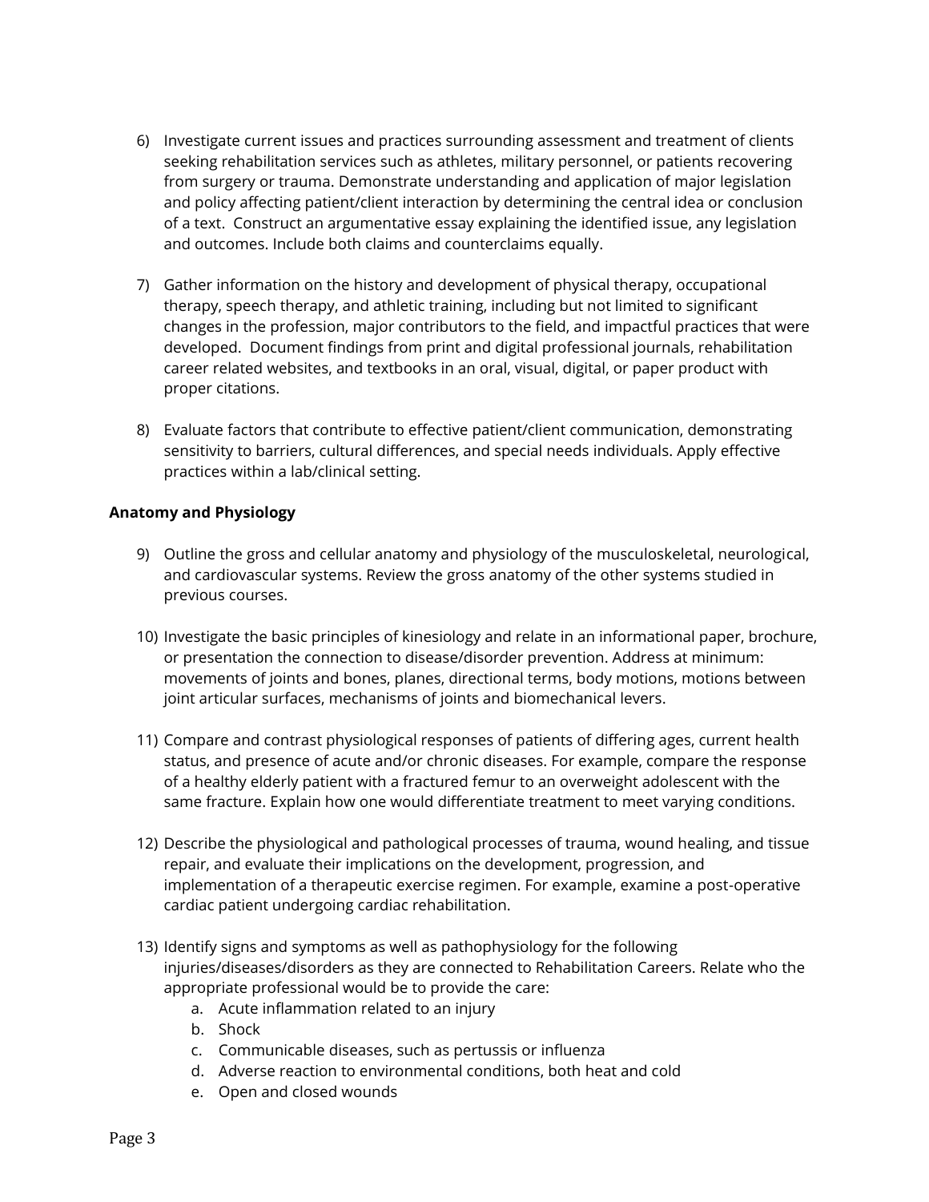6) Investigate current issues and practices surrounding assessment and treatment of clients seeking rehabilitation services such as athletes, military personnel, or patients recovering from surgery or trauma. Demonstrate understanding and application of major legislation and policy affecting patient/client interaction by determining the central idea or conclusion of a text. Construct an argumentative essay explaining the identified issue, any legislation and outcomes. Include both claims and counterclaims equally.

7) Gather information on the history and development of physical therapy, occupational therapy, speech therapy, and athletic training, including but not limited to significant changes in the profession, major contributors to the field, and impactful practices that were developed. Document findings from print and digital professional journals, rehabilitation career related websites, and textbooks in an oral, visual, digital, or paper product with proper citations.

8) Evaluate factors that contribute to effective patient/client communication, demonstrating sensitivity to barriers, cultural differences, and special needs individuals. Apply effective practices within a lab/clinical setting.

**Anatomy and Physiology**

9) Outline the gross and cellular anatomy and physiology of the musculoskeletal, neurological, and cardiovascular systems. Review the gross anatomy of the other systems studied in previous courses.

10) Investigate the basic principles of kinesiology and relate in an informational paper, brochure, or presentation the connection to disease/disorder prevention. Address at minimum: movements of joints and bones, planes, directional terms, body motions, motions between joint articular surfaces, mechanisms of joints and biomechanical levers.

11) Compare and contrast physiological responses of patients of differing ages, current health status, and presence of acute and/or chronic diseases. For example, compare the response of a healthy elderly patient with a fractured femur to an overweight adolescent with the same fracture. Explain how one would differentiate treatment to meet varying conditions.

12) Describe the physiological and pathological processes of trauma, wound healing, and tissue repair, and evaluate their implications on the development, progression, and implementation of a therapeutic exercise regimen. For example, examine a post-operative cardiac patient undergoing cardiac rehabilitation.

13) Identify signs and symptoms as well as pathophysiology for the following injuries/diseases/disorders as they are connected to Rehabilitation Careers. Relate who the appropriate professional would be to provide the care:
    a. Acute inflammation related to an injury
    b. Shock
    c. Communicable diseases, such as pertussis or influenza
    d. Adverse reaction to environmental conditions, both heat and cold
    e. Open and closed wounds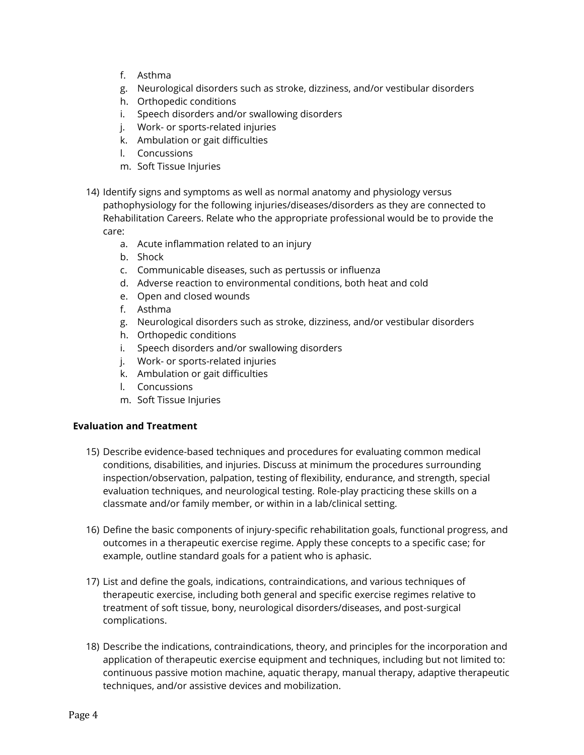f. Asthma
   g. Neurological disorders such as stroke, dizziness, and/or vestibular disorders
   h. Orthopedic conditions
   i. Speech disorders and/or swallowing disorders
   j. Work- or sports-related injuries
   k. Ambulation or gait difficulties
   l. Concussions
   m. Soft Tissue Injuries

14) Identify signs and symptoms as well as normal anatomy and physiology versus pathophysiology for the following injuries/diseases/disorders as they are connected to Rehabilitation Careers. Relate who the appropriate professional would be to provide the care:
   a. Acute inflammation related to an injury
   b. Shock
   c. Communicable diseases, such as pertussis or influenza
   d. Adverse reaction to environmental conditions, both heat and cold
   e. Open and closed wounds
   f. Asthma
   g. Neurological disorders such as stroke, dizziness, and/or vestibular disorders
   h. Orthopedic conditions
   i. Speech disorders and/or swallowing disorders
   j. Work- or sports-related injuries
   k. Ambulation or gait difficulties
   l. Concussions
   m. Soft Tissue Injuries

**Evaluation and Treatment**

15) Describe evidence-based techniques and procedures for evaluating common medical conditions, disabilities, and injuries. Discuss at minimum the procedures surrounding inspection/observation, palpation, testing of flexibility, endurance, and strength, special evaluation techniques, and neurological testing. Role-play practicing these skills on a classmate and/or family member, or within in a lab/clinical setting.

16) Define the basic components of injury-specific rehabilitation goals, functional progress, and outcomes in a therapeutic exercise regime. Apply these concepts to a specific case; for example, outline standard goals for a patient who is aphasic.

17) List and define the goals, indications, contraindications, and various techniques of therapeutic exercise, including both general and specific exercise regimes relative to treatment of soft tissue, bony, neurological disorders/diseases, and post-surgical complications.

18) Describe the indications, contraindications, theory, and principles for the incorporation and application of therapeutic exercise equipment and techniques, including but not limited to: continuous passive motion machine, aquatic therapy, manual therapy, adaptive therapeutic techniques, and/or assistive devices and mobilization.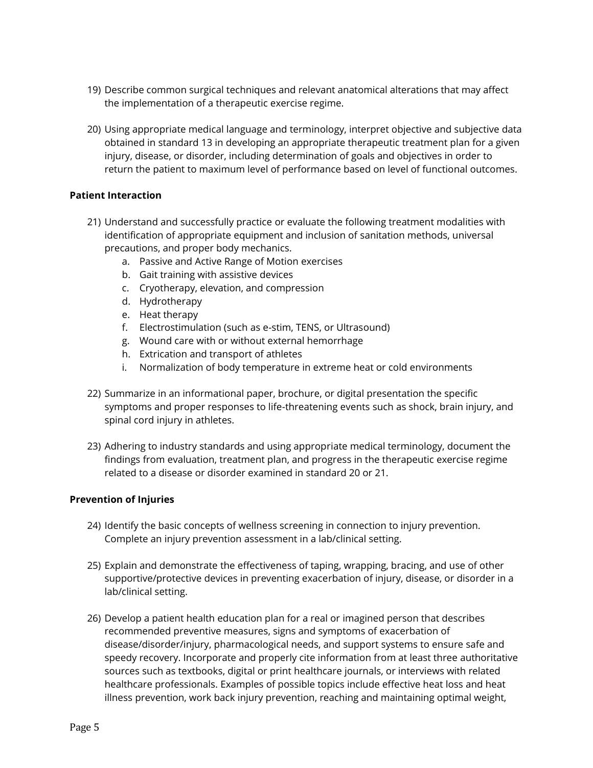19) Describe common surgical techniques and relevant anatomical alterations that may affect the implementation of a therapeutic exercise regime.

20) Using appropriate medical language and terminology, interpret objective and subjective data obtained in standard 13 in developing an appropriate therapeutic treatment plan for a given injury, disease, or disorder, including determination of goals and objectives in order to return the patient to maximum level of performance based on level of functional outcomes.

**Patient Interaction**

21) Understand and successfully practice or evaluate the following treatment modalities with identification of appropriate equipment and inclusion of sanitation methods, universal precautions, and proper body mechanics.
    a. Passive and Active Range of Motion exercises
    b. Gait training with assistive devices
    c. Cryotherapy, elevation, and compression
    d. Hydrotherapy
    e. Heat therapy
    f. Electrostimulation (such as e-stim, TENS, or Ultrasound)
    g. Wound care with or without external hemorrhage
    h. Extrication and transport of athletes
    i. Normalization of body temperature in extreme heat or cold environments

22) Summarize in an informational paper, brochure, or digital presentation the specific symptoms and proper responses to life-threatening events such as shock, brain injury, and spinal cord injury in athletes.

23) Adhering to industry standards and using appropriate medical terminology, document the findings from evaluation, treatment plan, and progress in the therapeutic exercise regime related to a disease or disorder examined in standard 20 or 21.

**Prevention of Injuries**

24) Identify the basic concepts of wellness screening in connection to injury prevention. Complete an injury prevention assessment in a lab/clinical setting.

25) Explain and demonstrate the effectiveness of taping, wrapping, bracing, and use of other supportive/protective devices in preventing exacerbation of injury, disease, or disorder in a lab/clinical setting.

26) Develop a patient health education plan for a real or imagined person that describes recommended preventive measures, signs and symptoms of exacerbation of disease/disorder/injury, pharmacological needs, and support systems to ensure safe and speedy recovery. Incorporate and properly cite information from at least three authoritative sources such as textbooks, digital or print healthcare journals, or interviews with related healthcare professionals. Examples of possible topics include effective heat loss and heat illness prevention, work back injury prevention, reaching and maintaining optimal weight,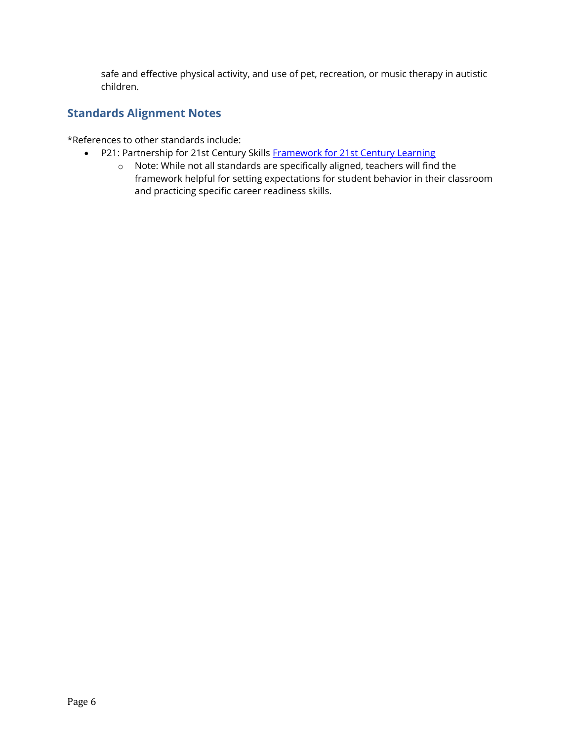safe and effective physical activity, and use of pet, recreation, or music therapy in autistic children.

## Standards Alignment Notes

*References to other standards include:

- P21: Partnership for 21st Century Skills [Framework for 21st Century Learning]
  - Note: While not all standards are specifically aligned, teachers will find the framework helpful for setting expectations for student behavior in their classroom and practicing specific career readiness skills.